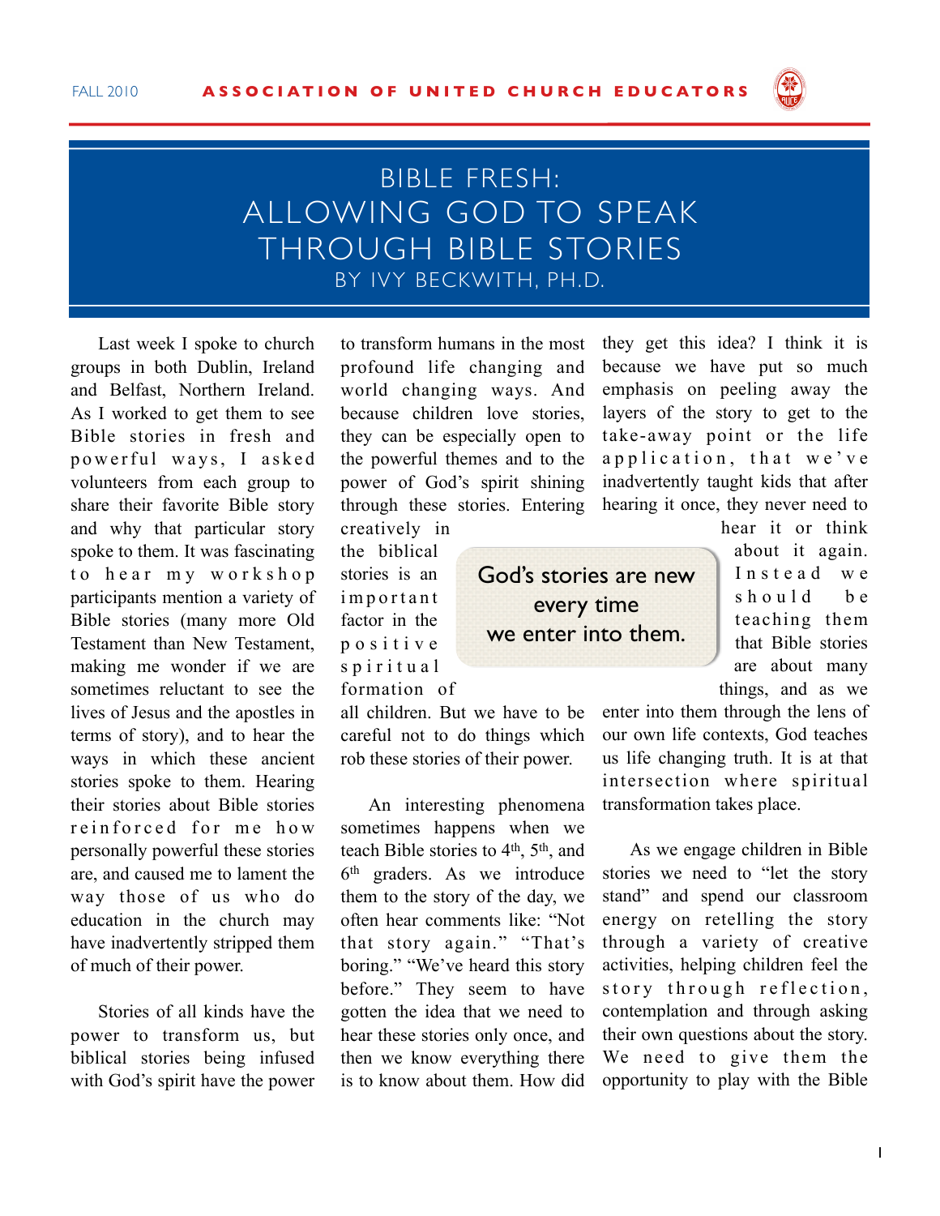# BIBLE FRESH: ALLOWING GOD TO SPEAK THROUGH BIBLE STORIES

BY IVY BECKWITH, PH.D.

Last week I spoke to church groups in both Dublin, Ireland and Belfast, Northern Ireland. As I worked to get them to see Bible stories in fresh and powerful ways, I asked volunteers from each group to share their favorite Bible story and why that particular story spoke to them. It was fascinating to hear my workshop participants mention a variety of Bible stories (many more Old Testament than New Testament, making me wonder if we are sometimes reluctant to see the lives of Jesus and the apostles in terms of story), and to hear the ways in which these ancient stories spoke to them. Hearing their stories about Bible stories reinforced for me how personally powerful these stories are, and caused me to lament the way those of us who do education in the church may have inadvertently stripped them of much of their power.

Stories of all kinds have the power to transform us, but biblical stories being infused with God's spirit have the power to transform humans in the most profound life changing and world changing ways. And because children love stories, they can be especially open to the powerful themes and to the power of God's spirit shining through these stories. Entering creatively in the biblical stories is an important factor in the positive spiritual formation of all children. But we have to be careful not to do things which rob these stories of their power.

> God's stories are new every time we enter into them.

An interesting phenomena sometimes happens when we teach Bible stories to 4th, 5th, and 6th graders. As we introduce them to the story of the day, we often hear comments like: "Not that story again." "That's boring." "We've heard this story before." They seem to have gotten the idea that we need to hear these stories only once, and then we know everything there is to know about them. How did they get this idea? I think it is because we have put so much emphasis on peeling away the layers of the story to get to the take-away point or the life application, that we've inadvertently taught kids that after hearing it once, they never need to hear it or think about it again. Instead we should be teaching them that Bible stories are about many things, and as we enter into them through the lens of our own life contexts, God teaches us life changing truth. It is at that intersection where spiritual transformation takes place.

As we engage children in Bible stories we need to "let the story stand" and spend our classroom energy on retelling the story through a variety of creative activities, helping children feel the story through reflection, contemplation and through asking their own questions about the story. We need to give them the opportunity to play with the Bible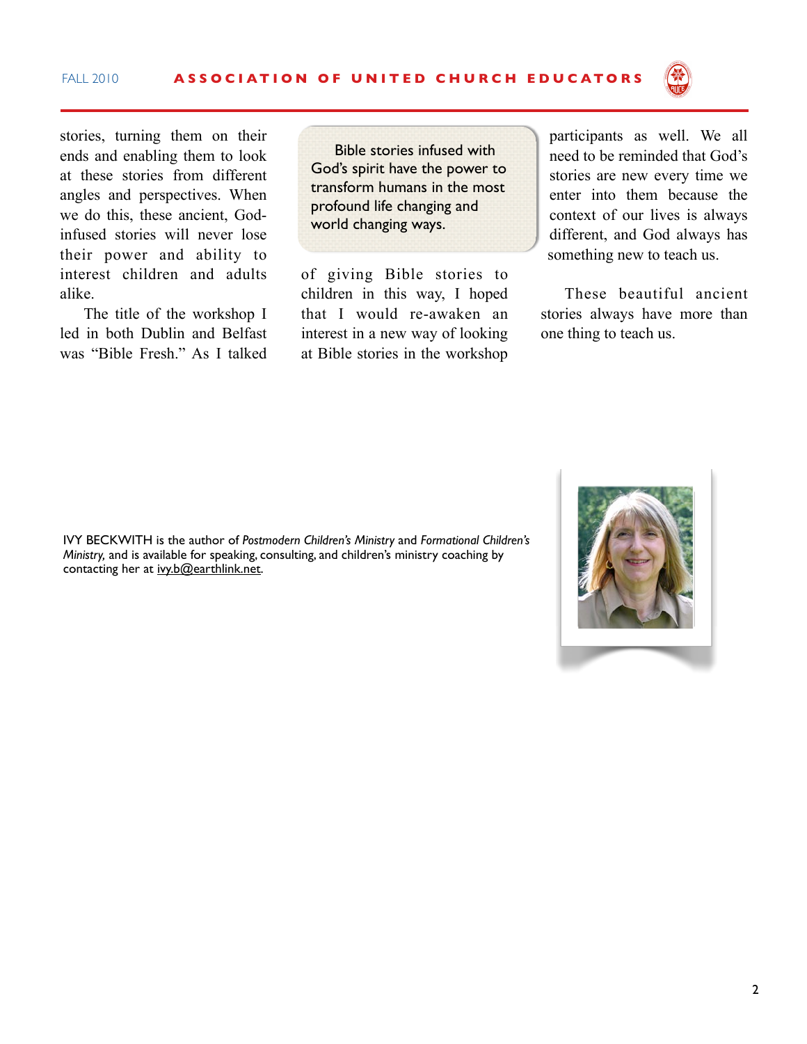stories, turning them on their ends and enabling them to look at these stories from different angles and perspectives. When we do this, these ancient, God-infused stories will never lose their power and ability to interest children and adults alike.

The title of the workshop I led in both Dublin and Belfast was “Bible Fresh.” As I talked of giving Bible stories to children in this way, I hoped that I would re-awaken an interest in a new way of looking at Bible stories in the workshop participants as well. We all need to be reminded that God’s stories are new every time we enter into them because the context of our lives is always different, and God always has something new to teach us.

> Bible stories infused with God’s spirit have the power to transform humans in the most profound life changing and world changing ways.

These beautiful ancient stories always have more than one thing to teach us.

IVY BECKWITH is the author of *Postmodern Children’s Ministry* and *Formational Children’s Ministry*, and is available for speaking, consulting, and children’s ministry coaching by contacting her at ivy.b@earthlink.net.